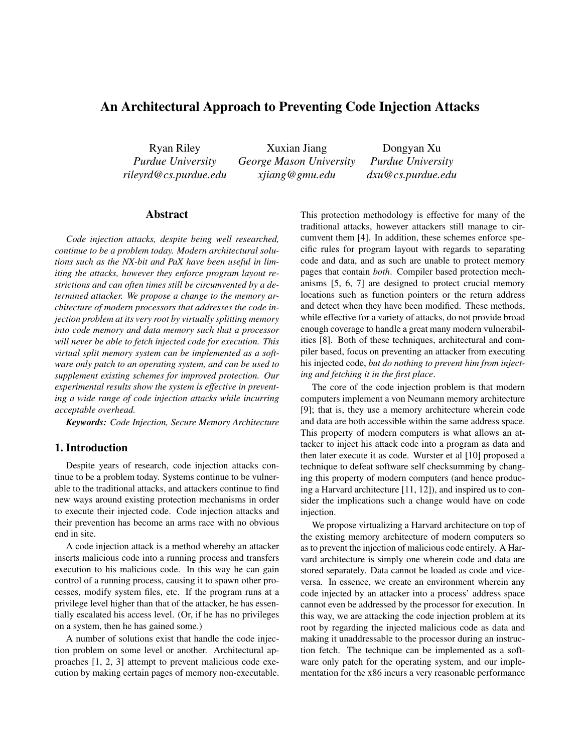# An Architectural Approach to Preventing Code Injection Attacks

Ryan Riley
*Purdue University*
*rileyrd@cs.purdue.edu*

Xuxian Jiang
*George Mason University*
*xjiang@gmu.edu*

Dongyan Xu
*Purdue University*
*dxu@cs.purdue.edu*

## Abstract

*Code injection attacks, despite being well researched, continue to be a problem today. Modern architectural solutions such as the NX-bit and PaX have been useful in limiting the attacks, however they enforce program layout restrictions and can often times still be circumvented by a determined attacker. We propose a change to the memory architecture of modern processors that addresses the code injection problem at its very root by virtually splitting memory into code memory and data memory such that a processor will never be able to fetch injected code for execution. This virtual split memory system can be implemented as a software only patch to an operating system, and can be used to supplement existing schemes for improved protection. Our experimental results show the system is effective in preventing a wide range of code injection attacks while incurring acceptable overhead.*

***Keywords:*** *Code Injection, Secure Memory Architecture*

## 1. Introduction

Despite years of research, code injection attacks continue to be a problem today. Systems continue to be vulnerable to the traditional attacks, and attackers continue to find new ways around existing protection mechanisms in order to execute their injected code. Code injection attacks and their prevention has become an arms race with no obvious end in site.

A code injection attack is a method whereby an attacker inserts malicious code into a running process and transfers execution to his malicious code. In this way he can gain control of a running process, causing it to spawn other processes, modify system files, etc. If the program runs at a privilege level higher than that of the attacker, he has essentially escalated his access level. (Or, if he has no privileges on a system, then he has gained some.)

A number of solutions exist that handle the code injection problem on some level or another. Architectural approaches [1, 2, 3] attempt to prevent malicious code execution by making certain pages of memory non-executable. This protection methodology is effective for many of the traditional attacks, however attackers still manage to circumvent them [4]. In addition, these schemes enforce specific rules for program layout with regards to separating code and data, and as such are unable to protect memory pages that contain *both*. Compiler based protection mechanisms [5, 6, 7] are designed to protect crucial memory locations such as function pointers or the return address and detect when they have been modified. These methods, while effective for a variety of attacks, do not provide broad enough coverage to handle a great many modern vulnerabilities [8]. Both of these techniques, architectural and compiler based, focus on preventing an attacker from executing his injected code, *but do nothing to prevent him from injecting and fetching it in the first place*.

The core of the code injection problem is that modern computers implement a von Neumann memory architecture [9]; that is, they use a memory architecture wherein code and data are both accessible within the same address space. This property of modern computers is what allows an attacker to inject his attack code into a program as data and then later execute it as code. Wurster et al [10] proposed a technique to defeat software self checksumming by changing this property of modern computers (and hence producing a Harvard architecture [11, 12]), and inspired us to consider the implications such a change would have on code injection.

We propose virtualizing a Harvard architecture on top of the existing memory architecture of modern computers so as to prevent the injection of malicious code entirely. A Harvard architecture is simply one wherein code and data are stored separately. Data cannot be loaded as code and vice-versa. In essence, we create an environment wherein any code injected by an attacker into a process' address space cannot even be addressed by the processor for execution. In this way, we are attacking the code injection problem at its root by regarding the injected malicious code as data and making it unaddressable to the processor during an instruction fetch. The technique can be implemented as a software only patch for the operating system, and our implementation for the x86 incurs a very reasonable performance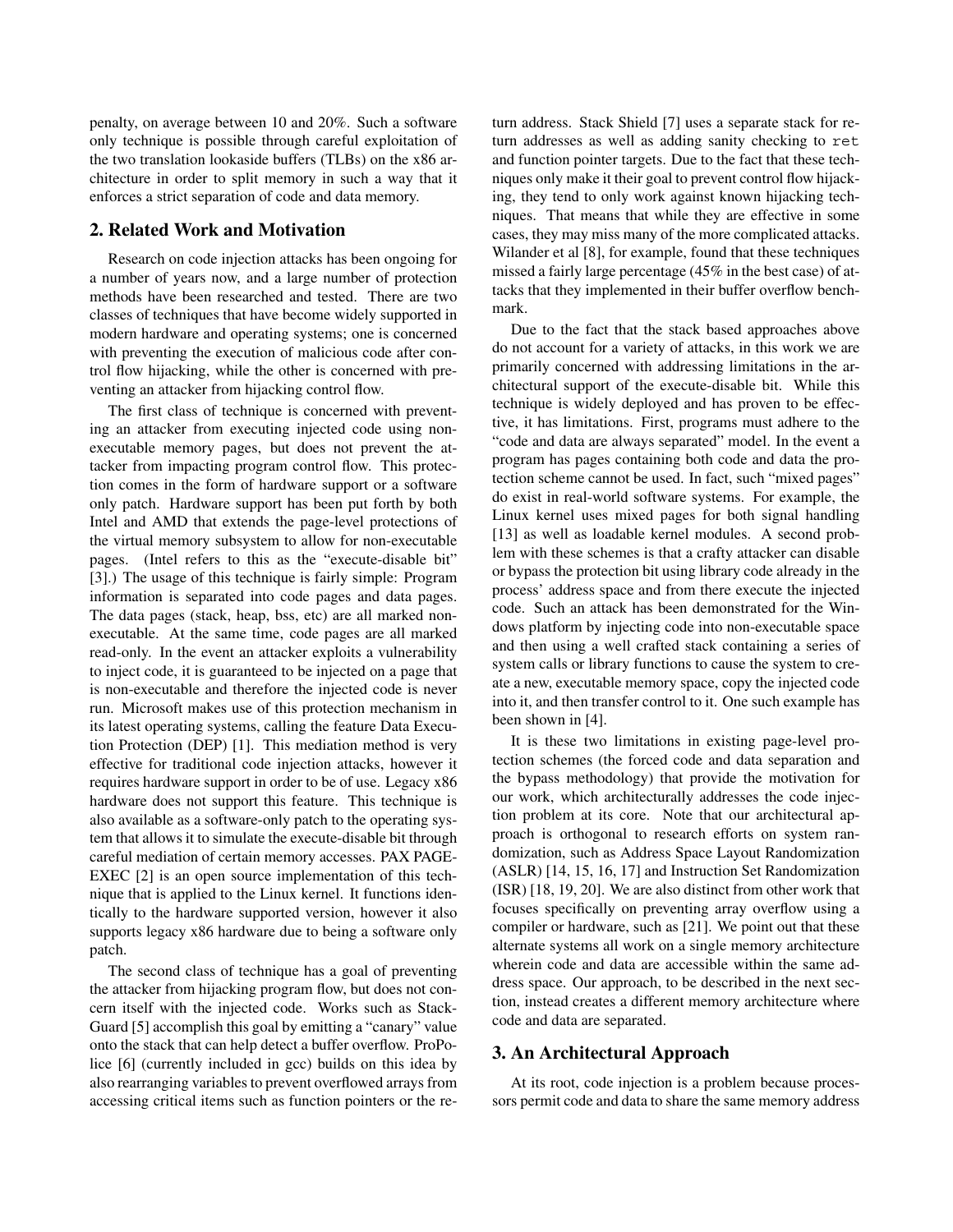penalty, on average between 10 and 20%. Such a software only technique is possible through careful exploitation of the two translation lookaside buffers (TLBs) on the x86 architecture in order to split memory in such a way that it enforces a strict separation of code and data memory.

## 2. Related Work and Motivation

Research on code injection attacks has been ongoing for a number of years now, and a large number of protection methods have been researched and tested. There are two classes of techniques that have become widely supported in modern hardware and operating systems; one is concerned with preventing the execution of malicious code after control flow hijacking, while the other is concerned with preventing an attacker from hijacking control flow.

The first class of technique is concerned with preventing an attacker from executing injected code using non-executable memory pages, but does not prevent the attacker from impacting program control flow. This protection comes in the form of hardware support or a software only patch. Hardware support has been put forth by both Intel and AMD that extends the page-level protections of the virtual memory subsystem to allow for non-executable pages. (Intel refers to this as the "execute-disable bit" [3].) The usage of this technique is fairly simple: Program information is separated into code pages and data pages. The data pages (stack, heap, bss, etc) are all marked non-executable. At the same time, code pages are all marked read-only. In the event an attacker exploits a vulnerability to inject code, it is guaranteed to be injected on a page that is non-executable and therefore the injected code is never run. Microsoft makes use of this protection mechanism in its latest operating systems, calling the feature Data Execution Protection (DEP) [1]. This mediation method is very effective for traditional code injection attacks, however it requires hardware support in order to be of use. Legacy x86 hardware does not support this feature. This technique is also available as a software-only patch to the operating system that allows it to simulate the execute-disable bit through careful mediation of certain memory accesses. PAX PAGE-EXEC [2] is an open source implementation of this technique that is applied to the Linux kernel. It functions identically to the hardware supported version, however it also supports legacy x86 hardware due to being a software only patch.

The second class of technique has a goal of preventing the attacker from hijacking program flow, but does not concern itself with the injected code. Works such as StackGuard [5] accomplish this goal by emitting a "canary" value onto the stack that can help detect a buffer overflow. ProPolice [6] (currently included in gcc) builds on this idea by also rearranging variables to prevent overflowed arrays from accessing critical items such as function pointers or the return address. Stack Shield [7] uses a separate stack for return addresses as well as adding sanity checking to `ret` and function pointer targets. Due to the fact that these techniques only make it their goal to prevent control flow hijacking, they tend to only work against known hijacking techniques. That means that while they are effective in some cases, they may miss many of the more complicated attacks. Wilander et al [8], for example, found that these techniques missed a fairly large percentage (45% in the best case) of attacks that they implemented in their buffer overflow benchmark.

Due to the fact that the stack based approaches above do not account for a variety of attacks, in this work we are primarily concerned with addressing limitations in the architectural support of the execute-disable bit. While this technique is widely deployed and has proven to be effective, it has limitations. First, programs must adhere to the "code and data are always separated" model. In the event a program has pages containing both code and data the protection scheme cannot be used. In fact, such "mixed pages" do exist in real-world software systems. For example, the Linux kernel uses mixed pages for both signal handling [13] as well as loadable kernel modules. A second problem with these schemes is that a crafty attacker can disable or bypass the protection bit using library code already in the process' address space and from there execute the injected code. Such an attack has been demonstrated for the Windows platform by injecting code into non-executable space and then using a well crafted stack containing a series of system calls or library functions to cause the system to create a new, executable memory space, copy the injected code into it, and then transfer control to it. One such example has been shown in [4].

It is these two limitations in existing page-level protection schemes (the forced code and data separation and the bypass methodology) that provide the motivation for our work, which architecturally addresses the code injection problem at its core. Note that our architectural approach is orthogonal to research efforts on system randomization, such as Address Space Layout Randomization (ASLR) [14, 15, 16, 17] and Instruction Set Randomization (ISR) [18, 19, 20]. We are also distinct from other work that focuses specifically on preventing array overflow using a compiler or hardware, such as [21]. We point out that these alternate systems all work on a single memory architecture wherein code and data are accessible within the same address space. Our approach, to be described in the next section, instead creates a different memory architecture where code and data are separated.

## 3. An Architectural Approach

At its root, code injection is a problem because processors permit code and data to share the same memory address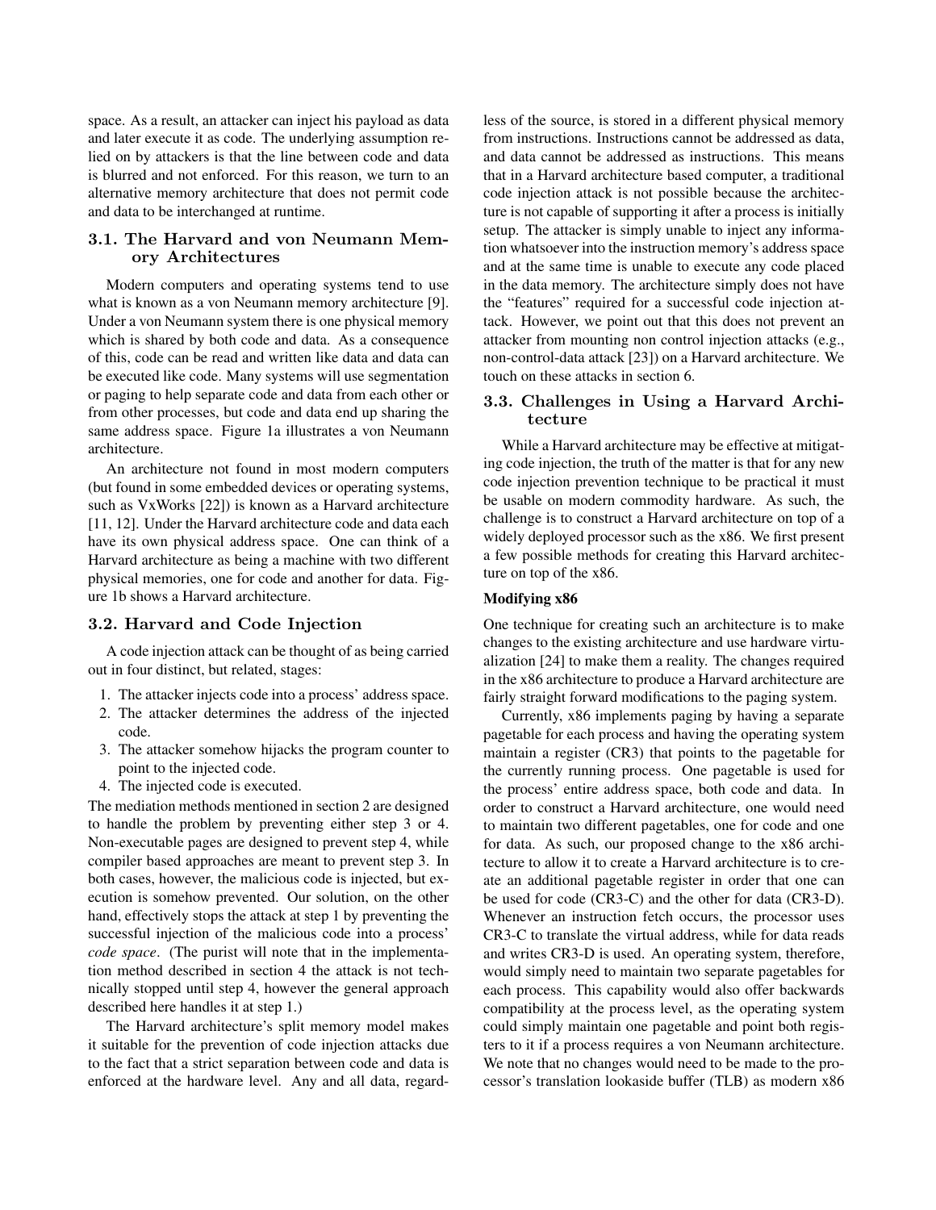space. As a result, an attacker can inject his payload as data and later execute it as code. The underlying assumption relied on by attackers is that the line between code and data is blurred and not enforced. For this reason, we turn to an alternative memory architecture that does not permit code and data to be interchanged at runtime.

### 3.1. The Harvard and von Neumann Memory Architectures

Modern computers and operating systems tend to use what is known as a von Neumann memory architecture [9]. Under a von Neumann system there is one physical memory which is shared by both code and data. As a consequence of this, code can be read and written like data and data can be executed like code. Many systems will use segmentation or paging to help separate code and data from each other or from other processes, but code and data end up sharing the same address space. Figure 1a illustrates a von Neumann architecture.

An architecture not found in most modern computers (but found in some embedded devices or operating systems, such as VxWorks [22]) is known as a Harvard architecture [11, 12]. Under the Harvard architecture code and data each have its own physical address space. One can think of a Harvard architecture as being a machine with two different physical memories, one for code and another for data. Figure 1b shows a Harvard architecture.

### 3.2. Harvard and Code Injection

A code injection attack can be thought of as being carried out in four distinct, but related, stages:

1. The attacker injects code into a process' address space.
2. The attacker determines the address of the injected code.
3. The attacker somehow hijacks the program counter to point to the injected code.
4. The injected code is executed.

The mediation methods mentioned in section 2 are designed to handle the problem by preventing either step 3 or 4. Non-executable pages are designed to prevent step 4, while compiler based approaches are meant to prevent step 3. In both cases, however, the malicious code is injected, but execution is somehow prevented. Our solution, on the other hand, effectively stops the attack at step 1 by preventing the successful injection of the malicious code into a process' *code space*. (The purist will note that in the implementation method described in section 4 the attack is not technically stopped until step 4, however the general approach described here handles it at step 1.)

The Harvard architecture's split memory model makes it suitable for the prevention of code injection attacks due to the fact that a strict separation between code and data is enforced at the hardware level. Any and all data, regardless of the source, is stored in a different physical memory from instructions. Instructions cannot be addressed as data, and data cannot be addressed as instructions. This means that in a Harvard architecture based computer, a traditional code injection attack is not possible because the architecture is not capable of supporting it after a process is initially setup. The attacker is simply unable to inject any information whatsoever into the instruction memory's address space and at the same time is unable to execute any code placed in the data memory. The architecture simply does not have the "features" required for a successful code injection attack. However, we point out that this does not prevent an attacker from mounting non control injection attacks (e.g., non-control-data attack [23]) on a Harvard architecture. We touch on these attacks in section 6.

### 3.3. Challenges in Using a Harvard Architecture

While a Harvard architecture may be effective at mitigating code injection, the truth of the matter is that for any new code injection prevention technique to be practical it must be usable on modern commodity hardware. As such, the challenge is to construct a Harvard architecture on top of a widely deployed processor such as the x86. We first present a few possible methods for creating this Harvard architecture on top of the x86.

#### Modifying x86

One technique for creating such an architecture is to make changes to the existing architecture and use hardware virtualization [24] to make them a reality. The changes required in the x86 architecture to produce a Harvard architecture are fairly straight forward modifications to the paging system.

Currently, x86 implements paging by having a separate pagetable for each process and having the operating system maintain a register (CR3) that points to the pagetable for the currently running process. One pagetable is used for the process' entire address space, both code and data. In order to construct a Harvard architecture, one would need to maintain two different pagetables, one for code and one for data. As such, our proposed change to the x86 architecture to allow it to create a Harvard architecture is to create an additional pagetable register in order that one can be used for code (CR3-C) and the other for data (CR3-D). Whenever an instruction fetch occurs, the processor uses CR3-C to translate the virtual address, while for data reads and writes CR3-D is used. An operating system, therefore, would simply need to maintain two separate pagetables for each process. This capability would also offer backwards compatibility at the process level, as the operating system could simply maintain one pagetable and point both registers to it if a process requires a von Neumann architecture. We note that no changes would need to be made to the processor's translation lookaside buffer (TLB) as modern x86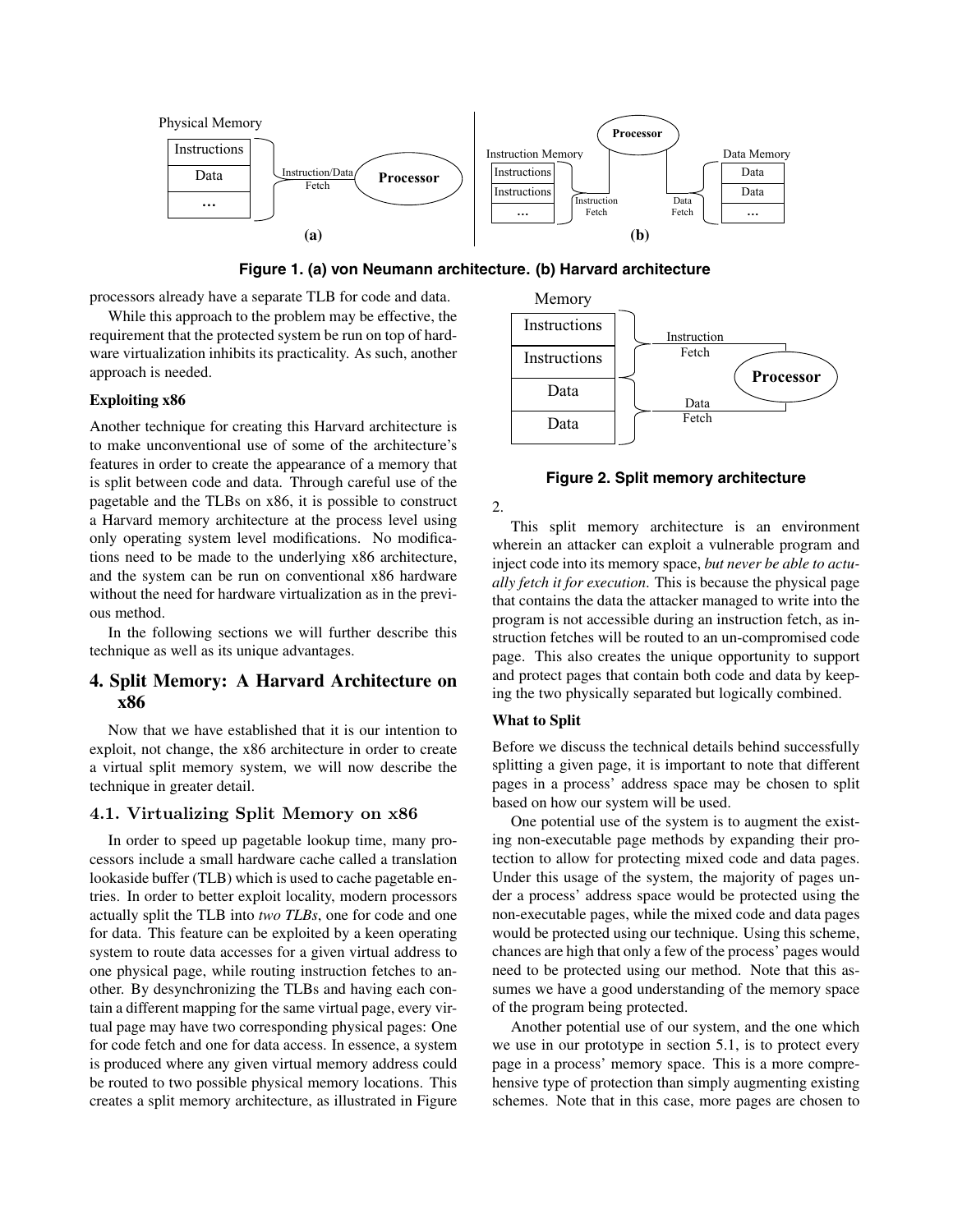Figure 1. (a) von Neumann architecture. (b) Harvard architecture

processors already have a separate TLB for code and data.

While this approach to the problem may be effective, the requirement that the protected system be run on top of hardware virtualization inhibits its practicality. As such, another approach is needed.

**Exploiting x86**

Another technique for creating this Harvard architecture is to make unconventional use of some of the architecture's features in order to create the appearance of a memory that is split between code and data. Through careful use of the pagetable and the TLBs on x86, it is possible to construct a Harvard memory architecture at the process level using only operating system level modifications. No modifications need to be made to the underlying x86 architecture, and the system can be run on conventional x86 hardware without the need for hardware virtualization as in the previous method.

In the following sections we will further describe this technique as well as its unique advantages.

## 4. Split Memory: A Harvard Architecture on x86

Now that we have established that it is our intention to exploit, not change, the x86 architecture in order to create a virtual split memory system, we will now describe the technique in greater detail.

### 4.1. Virtualizing Split Memory on x86

In order to speed up pagetable lookup time, many processors include a small hardware cache called a translation lookaside buffer (TLB) which is used to cache pagetable entries. In order to better exploit locality, modern processors actually split the TLB into *two TLBs*, one for code and one for data. This feature can be exploited by a keen operating system to route data accesses for a given virtual address to one physical page, while routing instruction fetches to another. By desynchronizing the TLBs and having each contain a different mapping for the same virtual page, every virtual page may have two corresponding physical pages: One for code fetch and one for data access. In essence, a system is produced where any given virtual memory address could be routed to two possible physical memory locations. This creates a split memory architecture, as illustrated in Figure 2.

Figure 2. Split memory architecture

This split memory architecture is an environment wherein an attacker can exploit a vulnerable program and inject code into its memory space, *but never be able to actually fetch it for execution*. This is because the physical page that contains the data the attacker managed to write into the program is not accessible during an instruction fetch, as instruction fetches will be routed to an un-compromised code page. This also creates the unique opportunity to support and protect pages that contain both code and data by keeping the two physically separated but logically combined.

**What to Split**

Before we discuss the technical details behind successfully splitting a given page, it is important to note that different pages in a process' address space may be chosen to split based on how our system will be used.

One potential use of the system is to augment the existing non-executable page methods by expanding their protection to allow for protecting mixed code and data pages. Under this usage of the system, the majority of pages under a process' address space would be protected using the non-executable pages, while the mixed code and data pages would be protected using our technique. Using this scheme, chances are high that only a few of the process' pages would need to be protected using our method. Note that this assumes we have a good understanding of the memory space of the program being protected.

Another potential use of our system, and the one which we use in our prototype in section 5.1, is to protect every page in a process' memory space. This is a more comprehensive type of protection than simply augmenting existing schemes. Note that in this case, more pages are chosen to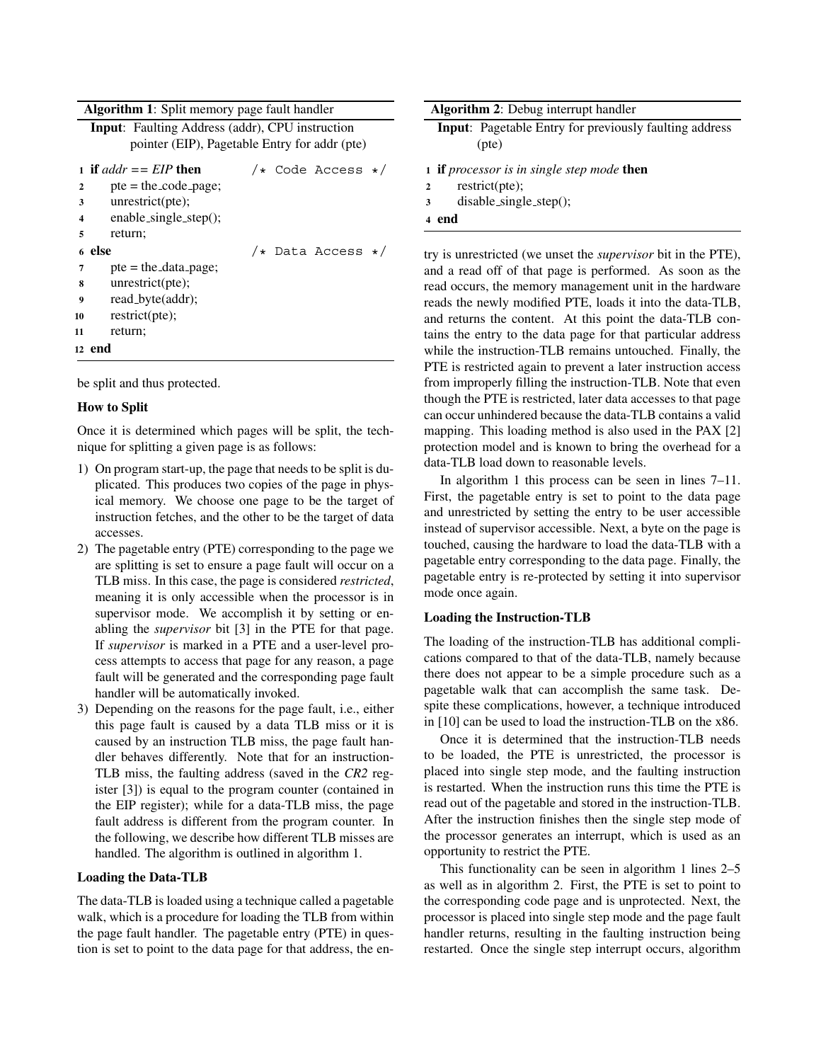**Algorithm 1**: Split memory page fault handler

**Input**: Faulting Address (addr), CPU instruction pointer (EIP), Pagetable Entry for addr (pte)

```
1  if addr == EIP then              /* Code Access */
2      pte = the_code_page;
3      unrestrict(pte);
4      enable_single_step();
5      return;
6  else                             /* Data Access */
7      pte = the_data_page;
8      unrestrict(pte);
9      read_byte(addr);
10     restrict(pte);
11     return;
12 end
```

be split and thus protected.

### How to Split

Once it is determined which pages will be split, the technique for splitting a given page is as follows:

1) On program start-up, the page that needs to be split is duplicated. This produces two copies of the page in physical memory. We choose one page to be the target of instruction fetches, and the other to be the target of data accesses.
2) The pagetable entry (PTE) corresponding to the page we are splitting is set to ensure a page fault will occur on a TLB miss. In this case, the page is considered *restricted*, meaning it is only accessible when the processor is in supervisor mode. We accomplish it by setting or enabling the *supervisor* bit [3] in the PTE for that page. If *supervisor* is marked in a PTE and a user-level process attempts to access that page for any reason, a page fault will be generated and the corresponding page fault handler will be automatically invoked.
3) Depending on the reasons for the page fault, i.e., either this page fault is caused by a data TLB miss or it is caused by an instruction TLB miss, the page fault handler behaves differently. Note that for an instruction-TLB miss, the faulting address (saved in the *CR2* register [3]) is equal to the program counter (contained in the EIP register); while for a data-TLB miss, the page fault address is different from the program counter. In the following, we describe how different TLB misses are handled. The algorithm is outlined in algorithm 1.

### Loading the Data-TLB

The data-TLB is loaded using a technique called a pagetable walk, which is a procedure for loading the TLB from within the page fault handler. The pagetable entry (PTE) in question is set to point to the data page for that address, the entry is unrestricted (we unset the *supervisor* bit in the PTE), and a read off of that page is performed. As soon as the read occurs, the memory management unit in the hardware reads the newly modified PTE, loads it into the data-TLB, and returns the content. At this point the data-TLB contains the entry to the data page for that particular address while the instruction-TLB remains untouched. Finally, the PTE is restricted again to prevent a later instruction access from improperly filling the instruction-TLB. Note that even though the PTE is restricted, later data accesses to that page can occur unhindered because the data-TLB contains a valid mapping. This loading method is also used in the PAX [2] protection model and is known to bring the overhead for a data-TLB load down to reasonable levels.

In algorithm 1 this process can be seen in lines 7–11. First, the pagetable entry is set to point to the data page and unrestricted by setting the entry to be user accessible instead of supervisor accessible. Next, a byte on the page is touched, causing the hardware to load the data-TLB with a pagetable entry corresponding to the data page. Finally, the pagetable entry is re-protected by setting it into supervisor mode once again.

**Algorithm 2**: Debug interrupt handler

**Input**: Pagetable Entry for previously faulting address (pte)

```
1 if processor is in single step mode then
2     restrict(pte);
3     disable_single_step();
4 end
```

### Loading the Instruction-TLB

The loading of the instruction-TLB has additional complications compared to that of the data-TLB, namely because there does not appear to be a simple procedure such as a pagetable walk that can accomplish the same task. Despite these complications, however, a technique introduced in [10] can be used to load the instruction-TLB on the x86.

Once it is determined that the instruction-TLB needs to be loaded, the PTE is unrestricted, the processor is placed into single step mode, and the faulting instruction is restarted. When the instruction runs this time the PTE is read out of the pagetable and stored in the instruction-TLB. After the instruction finishes then the single step mode of the processor generates an interrupt, which is used as an opportunity to restrict the PTE.

This functionality can be seen in algorithm 1 lines 2–5 as well as in algorithm 2. First, the PTE is set to point to the corresponding code page and is unprotected. Next, the processor is placed into single step mode and the page fault handler returns, resulting in the faulting instruction being restarted. Once the single step interrupt occurs, algorithm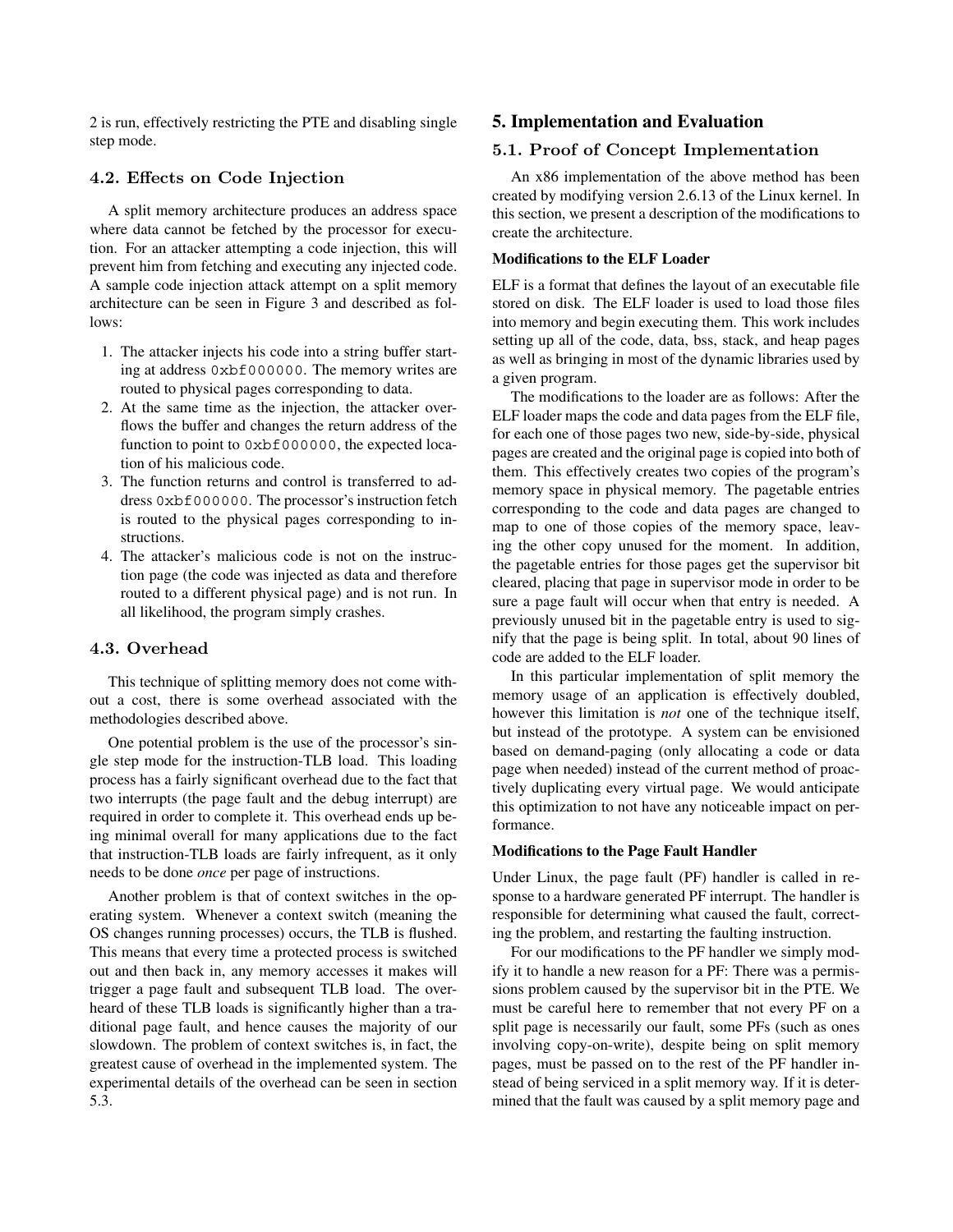2 is run, effectively restricting the PTE and disabling single step mode.

### 4.2. Effects on Code Injection

A split memory architecture produces an address space where data cannot be fetched by the processor for execution. For an attacker attempting a code injection, this will prevent him from fetching and executing any injected code. A sample code injection attack attempt on a split memory architecture can be seen in Figure 3 and described as follows:

1. The attacker injects his code into a string buffer starting at address `0xbf000000`. The memory writes are routed to physical pages corresponding to data.
2. At the same time as the injection, the attacker overflows the buffer and changes the return address of the function to point to `0xbf000000`, the expected location of his malicious code.
3. The function returns and control is transferred to address `0xbf000000`. The processor's instruction fetch is routed to the physical pages corresponding to instructions.
4. The attacker's malicious code is not on the instruction page (the code was injected as data and therefore routed to a different physical page) and is not run. In all likelihood, the program simply crashes.

### 4.3. Overhead

This technique of splitting memory does not come without a cost, there is some overhead associated with the methodologies described above.

One potential problem is the use of the processor's single step mode for the instruction-TLB load. This loading process has a fairly significant overhead due to the fact that two interrupts (the page fault and the debug interrupt) are required in order to complete it. This overhead ends up being minimal overall for many applications due to the fact that instruction-TLB loads are fairly infrequent, as it only needs to be done *once* per page of instructions.

Another problem is that of context switches in the operating system. Whenever a context switch (meaning the OS changes running processes) occurs, the TLB is flushed. This means that every time a protected process is switched out and then back in, any memory accesses it makes will trigger a page fault and subsequent TLB load. The overheard of these TLB loads is significantly higher than a traditional page fault, and hence causes the majority of our slowdown. The problem of context switches is, in fact, the greatest cause of overhead in the implemented system. The experimental details of the overhead can be seen in section 5.3.

## 5. Implementation and Evaluation

### 5.1. Proof of Concept Implementation

An x86 implementation of the above method has been created by modifying version 2.6.13 of the Linux kernel. In this section, we present a description of the modifications to create the architecture.

**Modifications to the ELF Loader**

ELF is a format that defines the layout of an executable file stored on disk. The ELF loader is used to load those files into memory and begin executing them. This work includes setting up all of the code, data, bss, stack, and heap pages as well as bringing in most of the dynamic libraries used by a given program.

The modifications to the loader are as follows: After the ELF loader maps the code and data pages from the ELF file, for each one of those pages two new, side-by-side, physical pages are created and the original page is copied into both of them. This effectively creates two copies of the program's memory space in physical memory. The pagetable entries corresponding to the code and data pages are changed to map to one of those copies of the memory space, leaving the other copy unused for the moment. In addition, the pagetable entries for those pages get the supervisor bit cleared, placing that page in supervisor mode in order to be sure a page fault will occur when that entry is needed. A previously unused bit in the pagetable entry is used to signify that the page is being split. In total, about 90 lines of code are added to the ELF loader.

In this particular implementation of split memory the memory usage of an application is effectively doubled, however this limitation is *not* one of the technique itself, but instead of the prototype. A system can be envisioned based on demand-paging (only allocating a code or data page when needed) instead of the current method of proactively duplicating every virtual page. We would anticipate this optimization to not have any noticeable impact on performance.

**Modifications to the Page Fault Handler**

Under Linux, the page fault (PF) handler is called in response to a hardware generated PF interrupt. The handler is responsible for determining what caused the fault, correcting the problem, and restarting the faulting instruction.

For our modifications to the PF handler we simply modify it to handle a new reason for a PF: There was a permissions problem caused by the supervisor bit in the PTE. We must be careful here to remember that not every PF on a split page is necessarily our fault, some PFs (such as ones involving copy-on-write), despite being on split memory pages, must be passed on to the rest of the PF handler instead of being serviced in a split memory way. If it is determined that the fault was caused by a split memory page and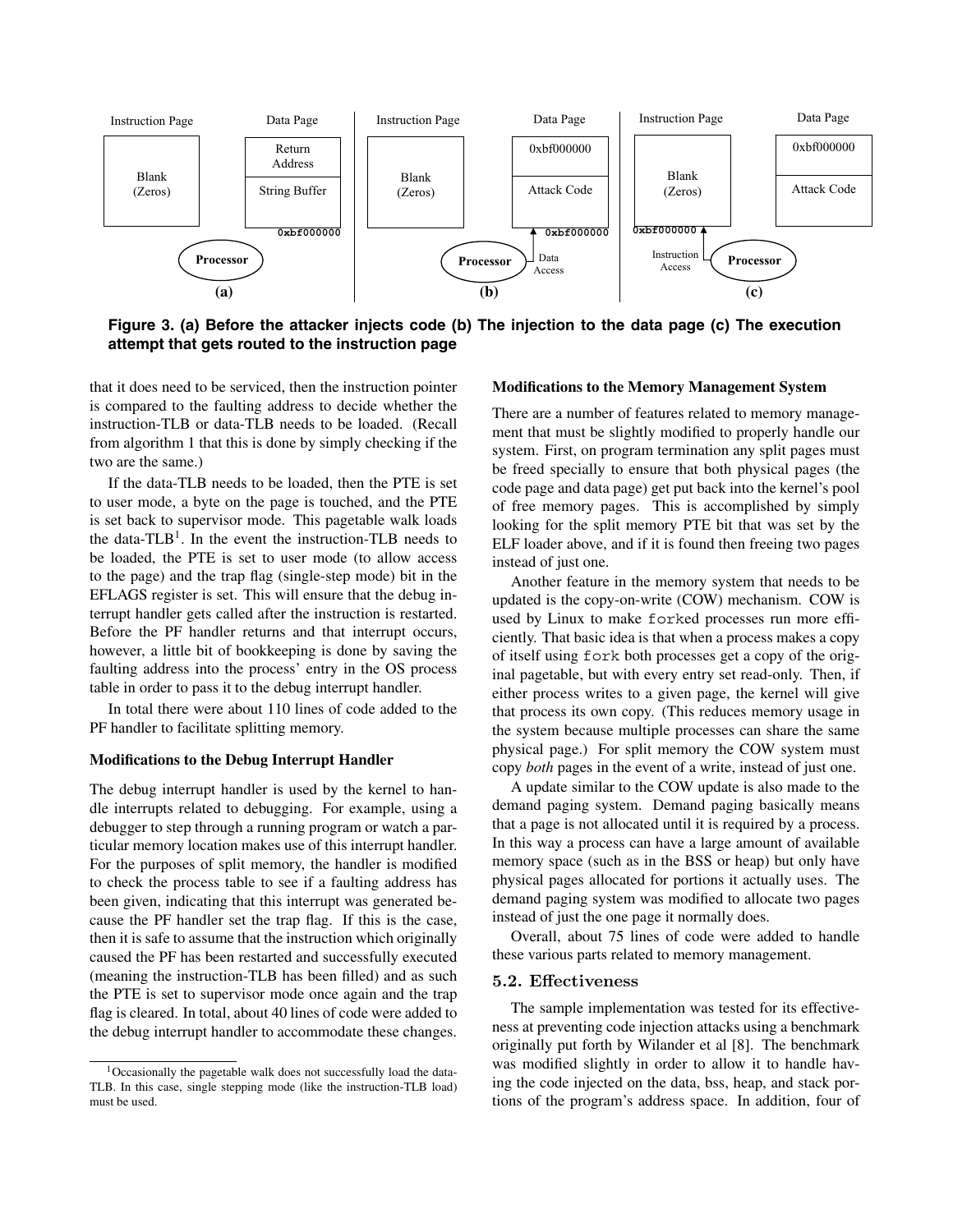Instruction Page

Blank (Zeros)

Data Page

Return Address

String Buffer

0xbf000000

Processor

(a)

Instruction Page

Blank (Zeros)

Data Page

0xbf000000

Attack Code

0xbf000000

Processor

Data Access

(b)

Instruction Page

Blank (Zeros)

0xbf000000

Data Page

0xbf000000

Attack Code

Instruction Access

Processor

(c)

**Figure 3. (a) Before the attacker injects code (b) The injection to the data page (c) The execution attempt that gets routed to the instruction page**

that it does need to be serviced, then the instruction pointer is compared to the faulting address to decide whether the instruction-TLB or data-TLB needs to be loaded. (Recall from algorithm 1 that this is done by simply checking if the two are the same.)

If the data-TLB needs to be loaded, then the PTE is set to user mode, a byte on the page is touched, and the PTE is set back to supervisor mode. This pagetable walk loads the data-TLB[1]. In the event the instruction-TLB needs to be loaded, the PTE is set to user mode (to allow access to the page) and the trap flag (single-step mode) bit in the EFLAGS register is set. This will ensure that the debug interrupt handler gets called after the instruction is restarted. Before the PF handler returns and that interrupt occurs, however, a little bit of bookkeeping is done by saving the faulting address into the process' entry in the OS process table in order to pass it to the debug interrupt handler.

In total there were about 110 lines of code added to the PF handler to facilitate splitting memory.

#### Modifications to the Debug Interrupt Handler

The debug interrupt handler is used by the kernel to handle interrupts related to debugging. For example, using a debugger to step through a running program or watch a particular memory location makes use of this interrupt handler. For the purposes of split memory, the handler is modified to check the process table to see if a faulting address has been given, indicating that this interrupt was generated because the PF handler set the trap flag. If this is the case, then it is safe to assume that the instruction which originally caused the PF has been restarted and successfully executed (meaning the instruction-TLB has been filled) and as such the PTE is set to supervisor mode once again and the trap flag is cleared. In total, about 40 lines of code were added to the debug interrupt handler to accommodate these changes.

[1]Occasionally the pagetable walk does not successfully load the data-TLB. In this case, single stepping mode (like the instruction-TLB load) must be used.

#### Modifications to the Memory Management System

There are a number of features related to memory management that must be slightly modified to properly handle our system. First, on program termination any split pages must be freed specially to ensure that both physical pages (the code page and data page) get put back into the kernel's pool of free memory pages. This is accomplished by simply looking for the split memory PTE bit that was set by the ELF loader above, and if it is found then freeing two pages instead of just one.

Another feature in the memory system that needs to be updated is the copy-on-write (COW) mechanism. COW is used by Linux to make `fork`ed processes run more efficiently. That basic idea is that when a process makes a copy of itself using `fork` both processes get a copy of the original pagetable, but with every entry set read-only. Then, if either process writes to a given page, the kernel will give that process its own copy. (This reduces memory usage in the system because multiple processes can share the same physical page.) For split memory the COW system must copy *both* pages in the event of a write, instead of just one.

A update similar to the COW update is also made to the demand paging system. Demand paging basically means that a page is not allocated until it is required by a process. In this way a process can have a large amount of available memory space (such as in the BSS or heap) but only have physical pages allocated for portions it actually uses. The demand paging system was modified to allocate two pages instead of just the one page it normally does.

Overall, about 75 lines of code were added to handle these various parts related to memory management.

### 5.2. Effectiveness

The sample implementation was tested for its effectiveness at preventing code injection attacks using a benchmark originally put forth by Wilander et al [8]. The benchmark was modified slightly in order to allow it to handle having the code injected on the data, bss, heap, and stack portions of the program's address space. In addition, four of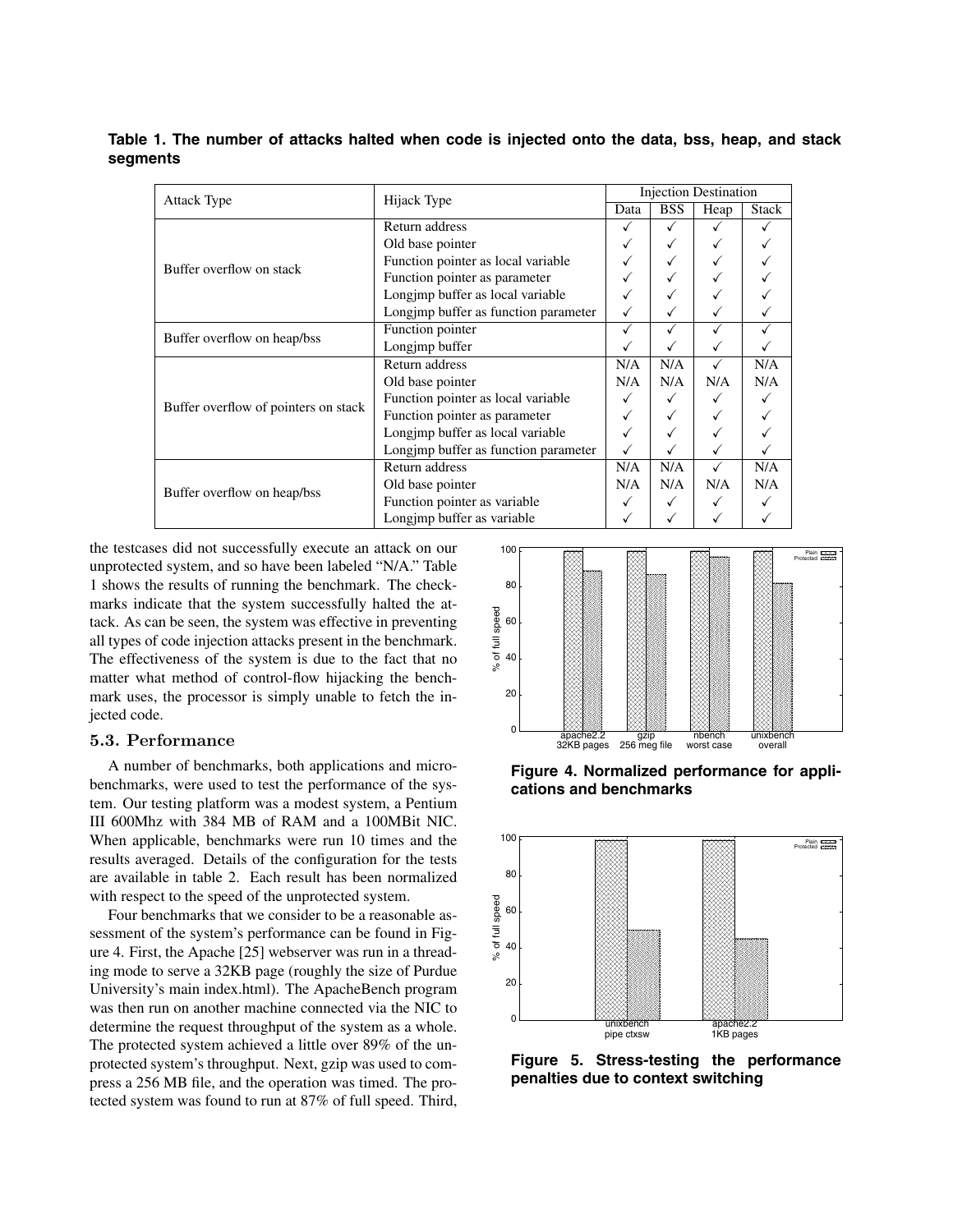**Table 1. The number of attacks halted when code is injected onto the data, bss, heap, and stack segments**

| Attack Type | Hijack Type | Injection Destination | | | |
|---|---|---|---|---|---|
| | | Data | BSS | Heap | Stack |
| Buffer overflow on stack | Return address | ✓ | ✓ | ✓ | ✓ |
| | Old base pointer | ✓ | ✓ | ✓ | ✓ |
| | Function pointer as local variable | ✓ | ✓ | ✓ | ✓ |
| | Function pointer as parameter | ✓ | ✓ | ✓ | ✓ |
| | Longjmp buffer as local variable | ✓ | ✓ | ✓ | ✓ |
| | Longjmp buffer as function parameter | ✓ | ✓ | ✓ | ✓ |
| Buffer overflow on heap/bss | Function pointer | ✓ | ✓ | ✓ | ✓ |
| | Longjmp buffer | ✓ | ✓ | ✓ | ✓ |
| Buffer overflow of pointers on stack | Return address | N/A | N/A | ✓ | N/A |
| | Old base pointer | N/A | N/A | N/A | N/A |
| | Function pointer as local variable | ✓ | ✓ | ✓ | ✓ |
| | Function pointer as parameter | ✓ | ✓ | ✓ | ✓ |
| | Longjmp buffer as local variable | ✓ | ✓ | ✓ | ✓ |
| | Longjmp buffer as function parameter | ✓ | ✓ | ✓ | ✓ |
| Buffer overflow on heap/bss | Return address | N/A | N/A | ✓ | N/A |
| | Old base pointer | N/A | N/A | N/A | N/A |
| | Function pointer as variable | ✓ | ✓ | ✓ | ✓ |
| | Longjmp buffer as variable | ✓ | ✓ | ✓ | ✓ |

the testcases did not successfully execute an attack on our unprotected system, and so have been labeled "N/A." Table 1 shows the results of running the benchmark. The checkmarks indicate that the system successfully halted the attack. As can be seen, the system was effective in preventing all types of code injection attacks present in the benchmark. The effectiveness of the system is due to the fact that no matter what method of control-flow hijacking the benchmark uses, the processor is simply unable to fetch the injected code.

### 5.3. Performance

A number of benchmarks, both applications and microbenchmarks, were used to test the performance of the system. Our testing platform was a modest system, a Pentium III 600Mhz with 384 MB of RAM and a 100MBit NIC. When applicable, benchmarks were run 10 times and the results averaged. Details of the configuration for the tests are available in table 2. Each result has been normalized with respect to the speed of the unprotected system.

Four benchmarks that we consider to be a reasonable assessment of the system's performance can be found in Figure 4. First, the Apache [25] webserver was run in a threading mode to serve a 32KB page (roughly the size of Purdue University's main index.html). The ApacheBench program was then run on another machine connected via the NIC to determine the request throughput of the system as a whole. The protected system achieved a little over 89% of the unprotected system's throughput. Next, gzip was used to compress a 256 MB file, and the operation was timed. The protected system was found to run at 87% of full speed. Third,

**Figure 4. Normalized performance for applications and benchmarks**

**Figure 5. Stress-testing the performance penalties due to context switching**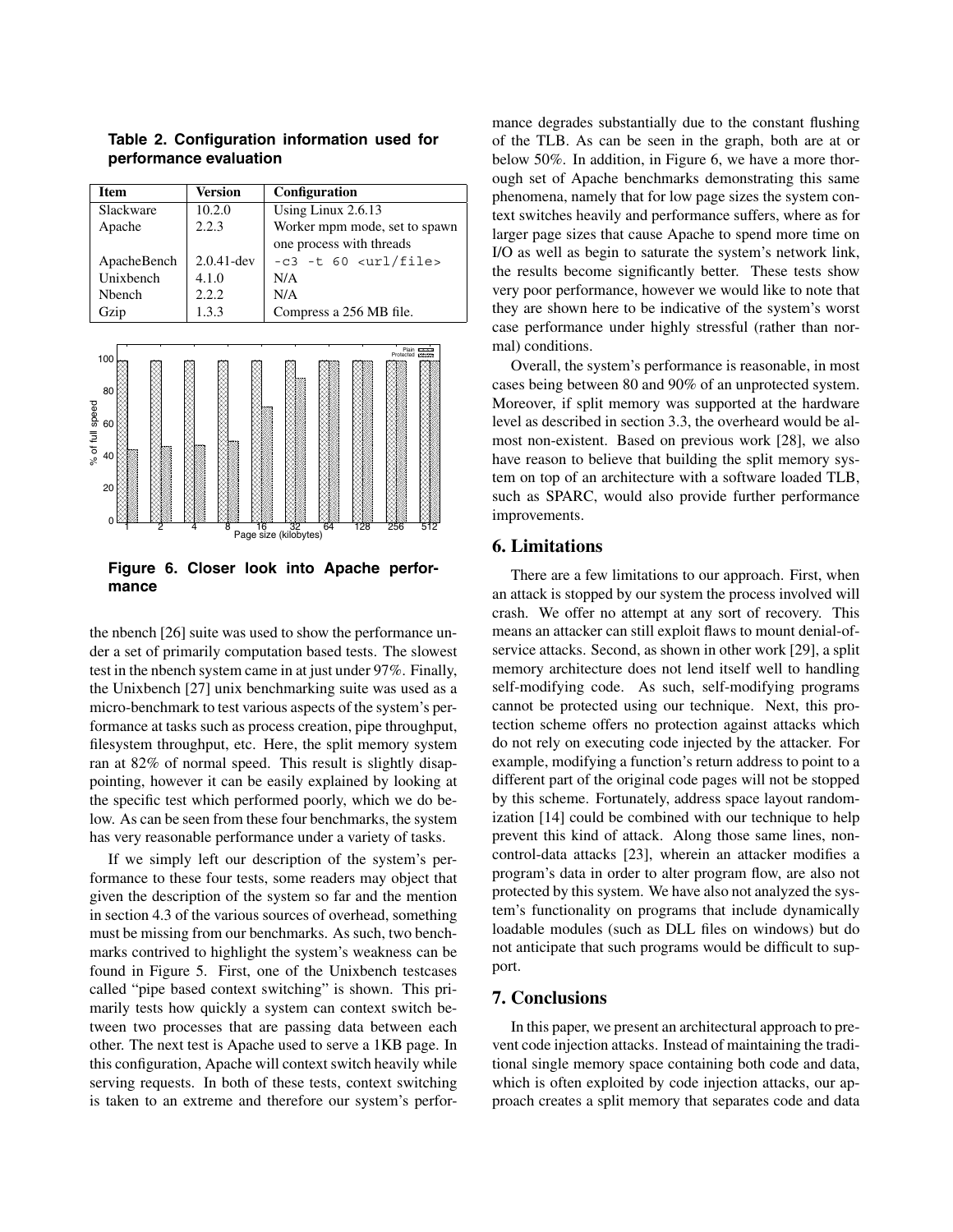**Table 2. Configuration information used for performance evaluation**

| Item | Version | Configuration |
|---|---|---|
| Slackware | 10.2.0 | Using Linux 2.6.13 |
| Apache | 2.2.3 | Worker mpm mode, set to spawn one process with threads |
| ApacheBench | 2.0.41-dev | `-c3 -t 60 <url/file>` |
| Unixbench | 4.1.0 | N/A |
| Nbench | 2.2.2 | N/A |
| Gzip | 1.3.3 | Compress a 256 MB file. |

**Figure 6. Closer look into Apache performance**

the nbench [26] suite was used to show the performance under a set of primarily computation based tests. The slowest test in the nbench system came in at just under 97%. Finally, the Unixbench [27] unix benchmarking suite was used as a micro-benchmark to test various aspects of the system's performance at tasks such as process creation, pipe throughput, filesystem throughput, etc. Here, the split memory system ran at 82% of normal speed. This result is slightly disappointing, however it can be easily explained by looking at the specific test which performed poorly, which we do below. As can be seen from these four benchmarks, the system has very reasonable performance under a variety of tasks.

If we simply left our description of the system's performance to these four tests, some readers may object that given the description of the system so far and the mention in section 4.3 of the various sources of overhead, something must be missing from our benchmarks. As such, two benchmarks contrived to highlight the system's weakness can be found in Figure 5. First, one of the Unixbench testcases called "pipe based context switching" is shown. This primarily tests how quickly a system can context switch between two processes that are passing data between each other. The next test is Apache used to serve a 1KB page. In this configuration, Apache will context switch heavily while serving requests. In both of these tests, context switching is taken to an extreme and therefore our system's performance degrades substantially due to the constant flushing of the TLB. As can be seen in the graph, both are at or below 50%. In addition, in Figure 6, we have a more thorough set of Apache benchmarks demonstrating this same phenomena, namely that for low page sizes the system context switches heavily and performance suffers, where as for larger page sizes that cause Apache to spend more time on I/O as well as begin to saturate the system's network link, the results become significantly better. These tests show very poor performance, however we would like to note that they are shown here to be indicative of the system's worst case performance under highly stressful (rather than normal) conditions.

Overall, the system's performance is reasonable, in most cases being between 80 and 90% of an unprotected system. Moreover, if split memory was supported at the hardware level as described in section 3.3, the overheard would be almost non-existent. Based on previous work [28], we also have reason to believe that building the split memory system on top of an architecture with a software loaded TLB, such as SPARC, would also provide further performance improvements.

## 6. Limitations

There are a few limitations to our approach. First, when an attack is stopped by our system the process involved will crash. We offer no attempt at any sort of recovery. This means an attacker can still exploit flaws to mount denial-of-service attacks. Second, as shown in other work [29], a split memory architecture does not lend itself well to handling self-modifying code. As such, self-modifying programs cannot be protected using our technique. Next, this protection scheme offers no protection against attacks which do not rely on executing code injected by the attacker. For example, modifying a function's return address to point to a different part of the original code pages will not be stopped by this scheme. Fortunately, address space layout randomization [14] could be combined with our technique to help prevent this kind of attack. Along those same lines, non-control-data attacks [23], wherein an attacker modifies a program's data in order to alter program flow, are also not protected by this system. We have also not analyzed the system's functionality on programs that include dynamically loadable modules (such as DLL files on windows) but do not anticipate that such programs would be difficult to support.

## 7. Conclusions

In this paper, we present an architectural approach to prevent code injection attacks. Instead of maintaining the traditional single memory space containing both code and data, which is often exploited by code injection attacks, our approach creates a split memory that separates code and data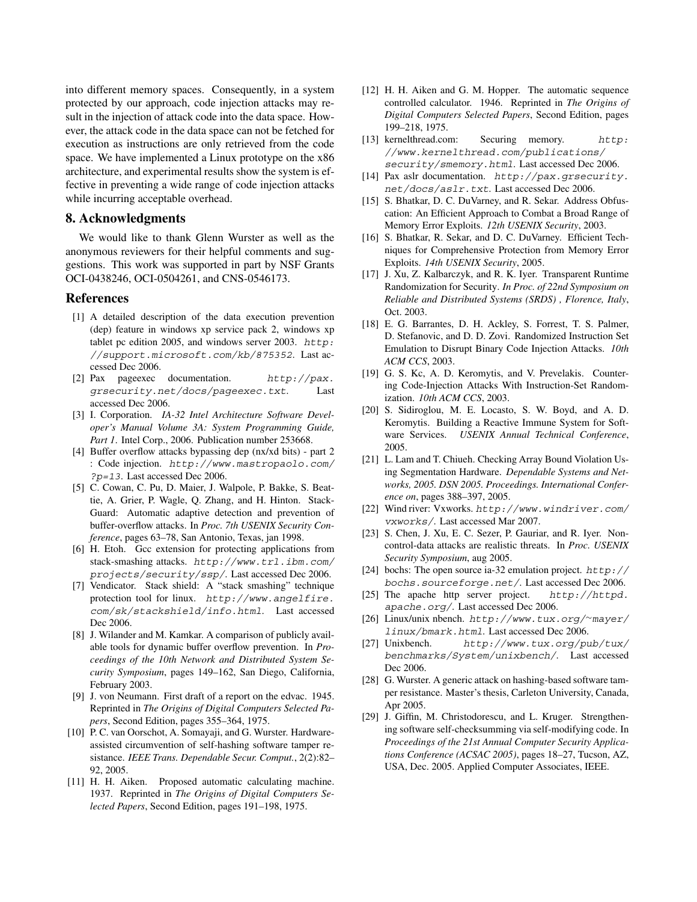into different memory spaces. Consequently, in a system protected by our approach, code injection attacks may result in the injection of attack code into the data space. However, the attack code in the data space can not be fetched for execution as instructions are only retrieved from the code space. We have implemented a Linux prototype on the x86 architecture, and experimental results show the system is effective in preventing a wide range of code injection attacks while incurring acceptable overhead.

## 8. Acknowledgments

We would like to thank Glenn Wurster as well as the anonymous reviewers for their helpful comments and suggestions. This work was supported in part by NSF Grants OCI-0438246, OCI-0504261, and CNS-0546173.

## References

[1] A detailed description of the data execution prevention (dep) feature in windows xp service pack 2, windows xp tablet pc edition 2005, and windows server 2003. `http://support.microsoft.com/kb/875352`. Last accessed Dec 2006.

[2] Pax pageexec documentation. `http://pax.grsecurity.net/docs/pageexec.txt`. Last accessed Dec 2006.

[3] I. Corporation. *IA-32 Intel Architecture Software Developer's Manual Volume 3A: System Programming Guide, Part 1*. Intel Corp., 2006. Publication number 253668.

[4] Buffer overflow attacks bypassing dep (nx/xd bits) - part 2 : Code injection. `http://www.mastropaolo.com/?p=13`. Last accessed Dec 2006.

[5] C. Cowan, C. Pu, D. Maier, J. Walpole, P. Bakke, S. Beattie, A. Grier, P. Wagle, Q. Zhang, and H. Hinton. Stack-Guard: Automatic adaptive detection and prevention of buffer-overflow attacks. In *Proc. 7th USENIX Security Conference*, pages 63–78, San Antonio, Texas, jan 1998.

[6] H. Etoh. Gcc extension for protecting applications from stack-smashing attacks. `http://www.trl.ibm.com/projects/security/ssp/`. Last accessed Dec 2006.

[7] Vendicator. Stack shield: A "stack smashing" technique protection tool for linux. `http://www.angelfire.com/sk/stackshield/info.html`. Last accessed Dec 2006.

[8] J. Wilander and M. Kamkar. A comparison of publicly available tools for dynamic buffer overflow prevention. In *Proceedings of the 10th Network and Distributed System Security Symposium*, pages 149–162, San Diego, California, February 2003.

[9] J. von Neumann. First draft of a report on the edvac. 1945. Reprinted in *The Origins of Digital Computers Selected Papers*, Second Edition, pages 355–364, 1975.

[10] P. C. van Oorschot, A. Somayaji, and G. Wurster. Hardware-assisted circumvention of self-hashing software tamper resistance. *IEEE Trans. Dependable Secur. Comput.*, 2(2):82–92, 2005.

[11] H. H. Aiken. Proposed automatic calculating machine. 1937. Reprinted in *The Origins of Digital Computers Selected Papers*, Second Edition, pages 191–198, 1975.

[12] H. H. Aiken and G. M. Hopper. The automatic sequence controlled calculator. 1946. Reprinted in *The Origins of Digital Computers Selected Papers*, Second Edition, pages 199–218, 1975.

[13] kernelthread.com: Securing memory. `http://www.kernelthread.com/publications/security/smemory.html`. Last accessed Dec 2006.

[14] Pax aslr documentation. `http://pax.grsecurity.net/docs/aslr.txt`. Last accessed Dec 2006.

[15] S. Bhatkar, D. C. DuVarney, and R. Sekar. Address Obfuscation: An Efficient Approach to Combat a Broad Range of Memory Error Exploits. *12th USENIX Security*, 2003.

[16] S. Bhatkar, R. Sekar, and D. C. DuVarney. Efficient Techniques for Comprehensive Protection from Memory Error Exploits. *14th USENIX Security*, 2005.

[17] J. Xu, Z. Kalbarczyk, and R. K. Iyer. Transparent Runtime Randomization for Security. *In Proc. of 22nd Symposium on Reliable and Distributed Systems (SRDS) , Florence, Italy*, Oct. 2003.

[18] E. G. Barrantes, D. H. Ackley, S. Forrest, T. S. Palmer, D. Stefanovic, and D. D. Zovi. Randomized Instruction Set Emulation to Disrupt Binary Code Injection Attacks. *10th ACM CCS*, 2003.

[19] G. S. Kc, A. D. Keromytis, and V. Prevelakis. Countering Code-Injection Attacks With Instruction-Set Randomization. *10th ACM CCS*, 2003.

[20] S. Sidiroglou, M. E. Locasto, S. W. Boyd, and A. D. Keromytis. Building a Reactive Immune System for Software Services. *USENIX Annual Technical Conference*, 2005.

[21] L. Lam and T. Chiueh. Checking Array Bound Violation Using Segmentation Hardware. *Dependable Systems and Networks, 2005. DSN 2005. Proceedings. International Conference on*, pages 388–397, 2005.

[22] Wind river: Vxworks. `http://www.windriver.com/vxworks/`. Last accessed Mar 2007.

[23] S. Chen, J. Xu, E. C. Sezer, P. Gauriar, and R. Iyer. Non-control-data attacks are realistic threats. In *Proc. USENIX Security Symposium*, aug 2005.

[24] bochs: The open source ia-32 emulation project. `http://bochs.sourceforge.net/`. Last accessed Dec 2006.

[25] The apache http server project. `http://httpd.apache.org/`. Last accessed Dec 2006.

[26] Linux/unix nbench. `http://www.tux.org/~mayer/linux/bmark.html`. Last accessed Dec 2006.

[27] Unixbench. `http://www.tux.org/pub/tux/benchmarks/System/unixbench/`. Last accessed Dec 2006.

[28] G. Wurster. A generic attack on hashing-based software tamper resistance. Master's thesis, Carleton University, Canada, Apr 2005.

[29] J. Giffin, M. Christodorescu, and L. Kruger. Strengthening software self-checksumming via self-modifying code. In *Proceedings of the 21st Annual Computer Security Applications Conference (ACSAC 2005)*, pages 18–27, Tucson, AZ, USA, Dec. 2005. Applied Computer Associates, IEEE.